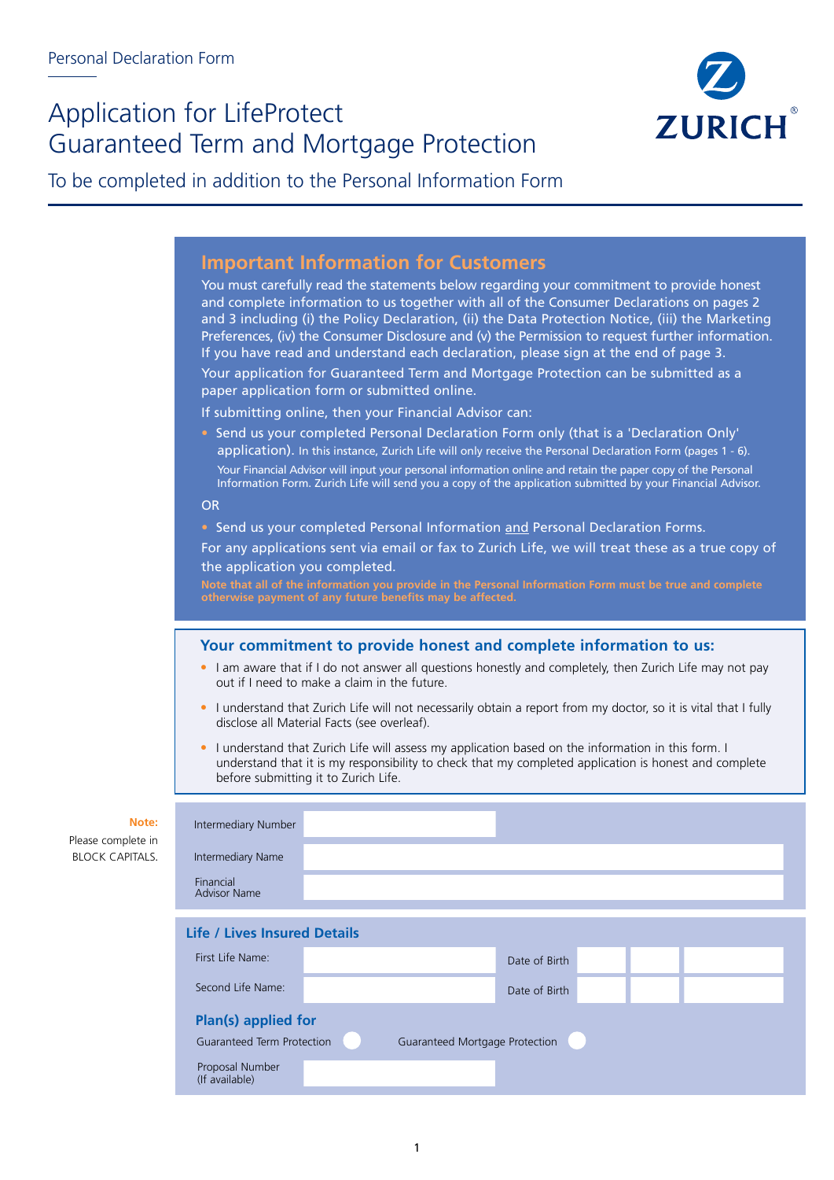Personal Declaration Form

# Application for LifeProtect Guaranteed Term and Mortgage Protection

To be completed in addition to the Personal Information Form

ZURICH®

## Important Information for Customers

You must carefully read the statements below regarding your commitment to provide honest and complete information to us together with all of the Consumer Declarations on pages 2 and 3 including (i) the Policy Declaration, (ii) the Data Protection Notice, (iii) the Marketing Preferences, (iv) the Consumer Disclosure and (v) the Permission to request further information. If you have read and understand each declaration, please sign at the end of page 3.

Your application for Guaranteed Term and Mortgage Protection can be submitted as a paper application form or submitted online.

If submitting online, then your Financial Advisor can:

- Send us your completed Personal Declaration Form only (that is a 'Declaration Only' application). In this instance, Zurich Life will only receive the Personal Declaration Form (pages 1 - 6). Your Financial Advisor will input your personal information online and retain the paper copy of the Personal Information Form. Zurich Life will send you a copy of the application submitted by your Financial Advisor.

OR

- Send us your completed Personal Information and Personal Declaration Forms.

For any applications sent via email or fax to Zurich Life, we will treat these as a true copy of the application you completed.

**Note that all of the information you provide in the Personal Information Form must be true and complete otherwise payment of any future benefits may be affected.**

## Your commitment to provide honest and complete information to us:

- I am aware that if I do not answer all questions honestly and completely, then Zurich Life may not pay out if I need to make a claim in the future.
- I understand that Zurich Life will not necessarily obtain a report from my doctor, so it is vital that I fully disclose all Material Facts (see overleaf).
- I understand that Zurich Life will assess my application based on the information in this form. I understand that it is my responsibility to check that my completed application is honest and complete before submitting it to Zurich Life.

**Note:** Please complete in BLOCK CAPITALS.

| | |
|---|---|
| Intermediary Number | |
| Intermediary Name | |
| Financial Advisor Name | |

### Life / Lives Insured Details

| | | | | | |
|---|---|---|---|---|---|
| First Life Name: | | Date of Birth | | | |
| Second Life Name: | | Date of Birth | | | |

### Plan(s) applied for

Guaranteed Term Protection ◯    Guaranteed Mortgage Protection ◯

| | |
|---|---|
| Proposal Number (If available) | |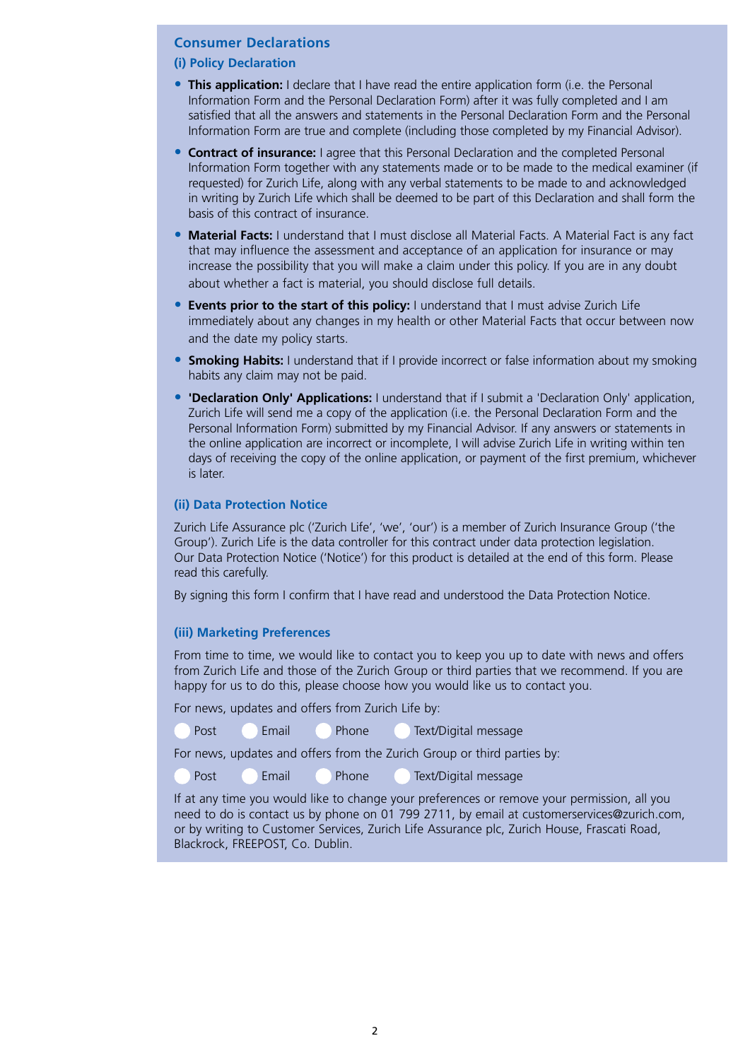## Consumer Declarations

### (i) Policy Declaration

- **This application:** I declare that I have read the entire application form (i.e. the Personal Information Form and the Personal Declaration Form) after it was fully completed and I am satisfied that all the answers and statements in the Personal Declaration Form and the Personal Information Form are true and complete (including those completed by my Financial Advisor).
- **Contract of insurance:** I agree that this Personal Declaration and the completed Personal Information Form together with any statements made or to be made to the medical examiner (if requested) for Zurich Life, along with any verbal statements to be made to and acknowledged in writing by Zurich Life which shall be deemed to be part of this Declaration and shall form the basis of this contract of insurance.
- **Material Facts:** I understand that I must disclose all Material Facts. A Material Fact is any fact that may influence the assessment and acceptance of an application for insurance or may increase the possibility that you will make a claim under this policy. If you are in any doubt about whether a fact is material, you should disclose full details.
- **Events prior to the start of this policy:** I understand that I must advise Zurich Life immediately about any changes in my health or other Material Facts that occur between now and the date my policy starts.
- **Smoking Habits:** I understand that if I provide incorrect or false information about my smoking habits any claim may not be paid.
- **'Declaration Only' Applications:** I understand that if I submit a 'Declaration Only' application, Zurich Life will send me a copy of the application (i.e. the Personal Declaration Form and the Personal Information Form) submitted by my Financial Advisor. If any answers or statements in the online application are incorrect or incomplete, I will advise Zurich Life in writing within ten days of receiving the copy of the online application, or payment of the first premium, whichever is later.

### (ii) Data Protection Notice

Zurich Life Assurance plc ('Zurich Life', 'we', 'our') is a member of Zurich Insurance Group ('the Group'). Zurich Life is the data controller for this contract under data protection legislation. Our Data Protection Notice ('Notice') for this product is detailed at the end of this form. Please read this carefully.

By signing this form I confirm that I have read and understood the Data Protection Notice.

### (iii) Marketing Preferences

From time to time, we would like to contact you to keep you up to date with news and offers from Zurich Life and those of the Zurich Group or third parties that we recommend. If you are happy for us to do this, please choose how you would like us to contact you.

For news, updates and offers from Zurich Life by:

○ Post ○ Email ○ Phone ○ Text/Digital message

For news, updates and offers from the Zurich Group or third parties by:

○ Post ○ Email ○ Phone ○ Text/Digital message

If at any time you would like to change your preferences or remove your permission, all you need to do is contact us by phone on 01 799 2711, by email at customerservices@zurich.com, or by writing to Customer Services, Zurich Life Assurance plc, Zurich House, Frascati Road, Blackrock, FREEPOST, Co. Dublin.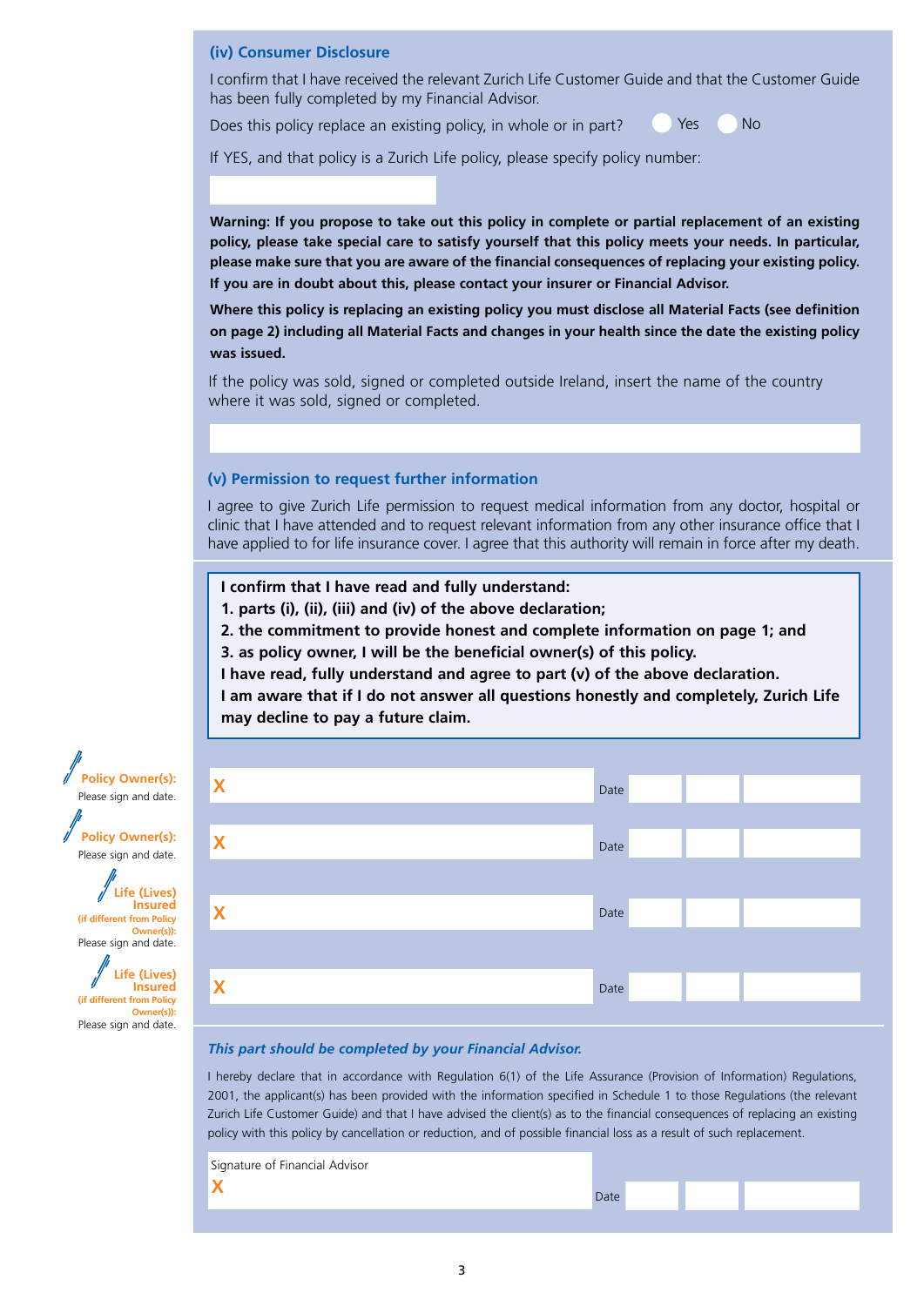### (iv) Consumer Disclosure

I confirm that I have received the relevant Zurich Life Customer Guide and that the Customer Guide has been fully completed by my Financial Advisor.

Does this policy replace an existing policy, in whole or in part? ○ Yes ○ No

If YES, and that policy is a Zurich Life policy, please specify policy number:

**Warning: If you propose to take out this policy in complete or partial replacement of an existing policy, please take special care to satisfy yourself that this policy meets your needs. In particular, please make sure that you are aware of the financial consequences of replacing your existing policy. If you are in doubt about this, please contact your insurer or Financial Advisor.**

**Where this policy is replacing an existing policy you must disclose all Material Facts (see definition on page 2) including all Material Facts and changes in your health since the date the existing policy was issued.**

If the policy was sold, signed or completed outside Ireland, insert the name of the country where it was sold, signed or completed.

### (v) Permission to request further information

I agree to give Zurich Life permission to request medical information from any doctor, hospital or clinic that I have attended and to request relevant information from any other insurance office that I have applied to for life insurance cover. I agree that this authority will remain in force after my death.

**I confirm that I have read and fully understand:**
**1. parts (i), (ii), (iii) and (iv) of the above declaration;**
**2. the commitment to provide honest and complete information on page 1; and**
**3. as policy owner, I will be the beneficial owner(s) of this policy.**
**I have read, fully understand and agree to part (v) of the above declaration.**
**I am aware that if I do not answer all questions honestly and completely, Zurich Life may decline to pay a future claim.**

**Policy Owner(s):** Please sign and date. X Date

**Policy Owner(s):** Please sign and date. X Date

**Life (Lives) Insured (if different from Policy Owner(s)):** Please sign and date. X Date

**Life (Lives) Insured (if different from Policy Owner(s)):** Please sign and date. X Date

*This part should be completed by your Financial Advisor.*

I hereby declare that in accordance with Regulation 6(1) of the Life Assurance (Provision of Information) Regulations, 2001, the applicant(s) has been provided with the information specified in Schedule 1 to those Regulations (the relevant Zurich Life Customer Guide) and that I have advised the client(s) as to the financial consequences of replacing an existing policy with this policy by cancellation or reduction, and of possible financial loss as a result of such replacement.

Signature of Financial Advisor
X Date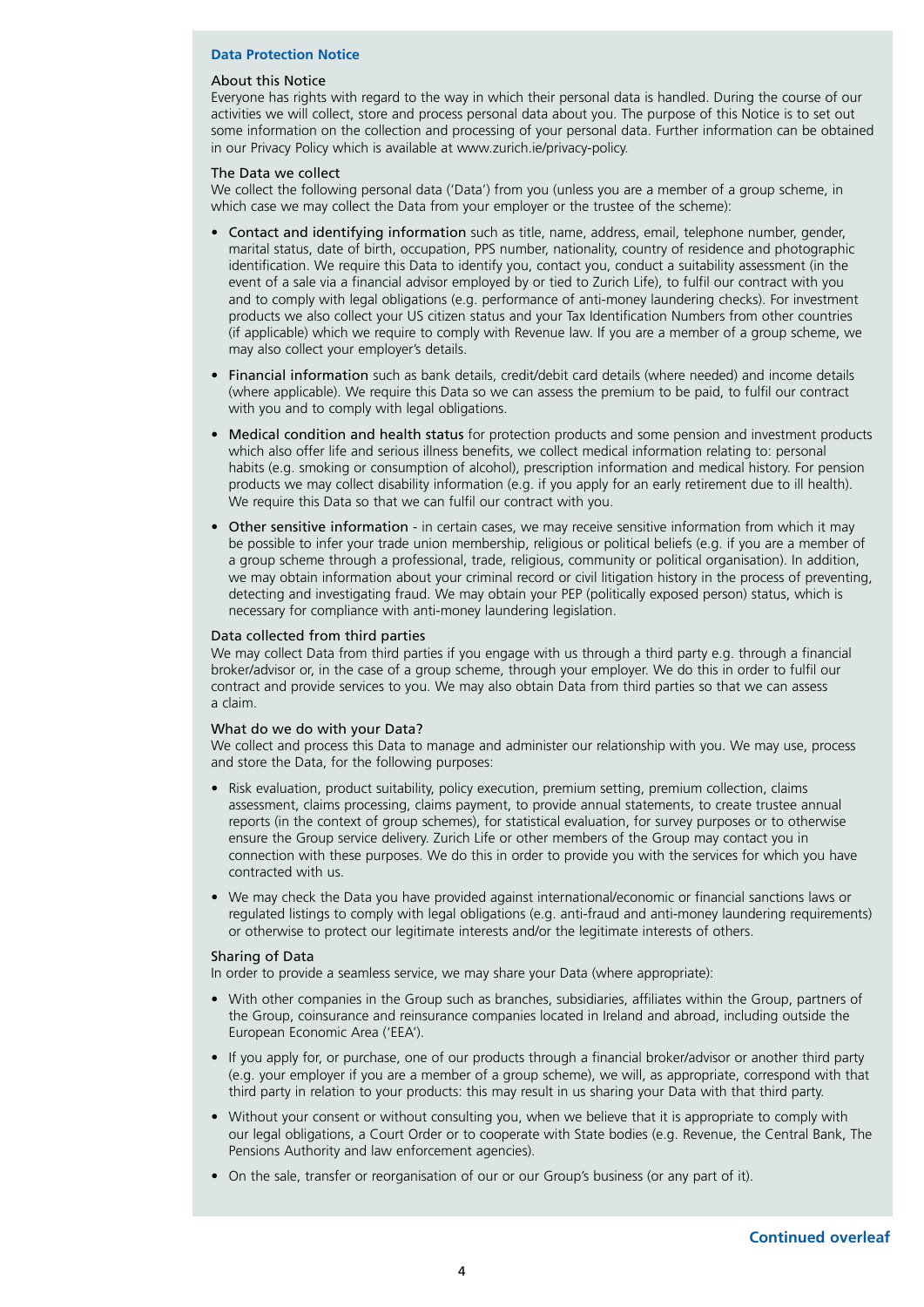## Data Protection Notice

### About this Notice

Everyone has rights with regard to the way in which their personal data is handled. During the course of our activities we will collect, store and process personal data about you. The purpose of this Notice is to set out some information on the collection and processing of your personal data. Further information can be obtained in our Privacy Policy which is available at www.zurich.ie/privacy-policy.

### The Data we collect

We collect the following personal data ('Data') from you (unless you are a member of a group scheme, in which case we may collect the Data from your employer or the trustee of the scheme):

- Contact and identifying information such as title, name, address, email, telephone number, gender, marital status, date of birth, occupation, PPS number, nationality, country of residence and photographic identification. We require this Data to identify you, contact you, conduct a suitability assessment (in the event of a sale via a financial advisor employed by or tied to Zurich Life), to fulfil our contract with you and to comply with legal obligations (e.g. performance of anti-money laundering checks). For investment products we also collect your US citizen status and your Tax Identification Numbers from other countries (if applicable) which we require to comply with Revenue law. If you are a member of a group scheme, we may also collect your employer's details.
- Financial information such as bank details, credit/debit card details (where needed) and income details (where applicable). We require this Data so we can assess the premium to be paid, to fulfil our contract with you and to comply with legal obligations.
- Medical condition and health status for protection products and some pension and investment products which also offer life and serious illness benefits, we collect medical information relating to: personal habits (e.g. smoking or consumption of alcohol), prescription information and medical history. For pension products we may collect disability information (e.g. if you apply for an early retirement due to ill health). We require this Data so that we can fulfil our contract with you.
- Other sensitive information - in certain cases, we may receive sensitive information from which it may be possible to infer your trade union membership, religious or political beliefs (e.g. if you are a member of a group scheme through a professional, trade, religious, community or political organisation). In addition, we may obtain information about your criminal record or civil litigation history in the process of preventing, detecting and investigating fraud. We may obtain your PEP (politically exposed person) status, which is necessary for compliance with anti-money laundering legislation.

### Data collected from third parties

We may collect Data from third parties if you engage with us through a third party e.g. through a financial broker/advisor or, in the case of a group scheme, through your employer. We do this in order to fulfil our contract and provide services to you. We may also obtain Data from third parties so that we can assess a claim.

### What do we do with your Data?

We collect and process this Data to manage and administer our relationship with you. We may use, process and store the Data, for the following purposes:

- Risk evaluation, product suitability, policy execution, premium setting, premium collection, claims assessment, claims processing, claims payment, to provide annual statements, to create trustee annual reports (in the context of group schemes), for statistical evaluation, for survey purposes or to otherwise ensure the Group service delivery. Zurich Life or other members of the Group may contact you in connection with these purposes. We do this in order to provide you with the services for which you have contracted with us.
- We may check the Data you have provided against international/economic or financial sanctions laws or regulated listings to comply with legal obligations (e.g. anti-fraud and anti-money laundering requirements) or otherwise to protect our legitimate interests and/or the legitimate interests of others.

### Sharing of Data

In order to provide a seamless service, we may share your Data (where appropriate):

- With other companies in the Group such as branches, subsidiaries, affiliates within the Group, partners of the Group, coinsurance and reinsurance companies located in Ireland and abroad, including outside the European Economic Area ('EEA').
- If you apply for, or purchase, one of our products through a financial broker/advisor or another third party (e.g. your employer if you are a member of a group scheme), we will, as appropriate, correspond with that third party in relation to your products: this may result in us sharing your Data with that third party.
- Without your consent or without consulting you, when we believe that it is appropriate to comply with our legal obligations, a Court Order or to cooperate with State bodies (e.g. Revenue, the Central Bank, The Pensions Authority and law enforcement agencies).
- On the sale, transfer or reorganisation of our or our Group's business (or any part of it).

**Continued overleaf**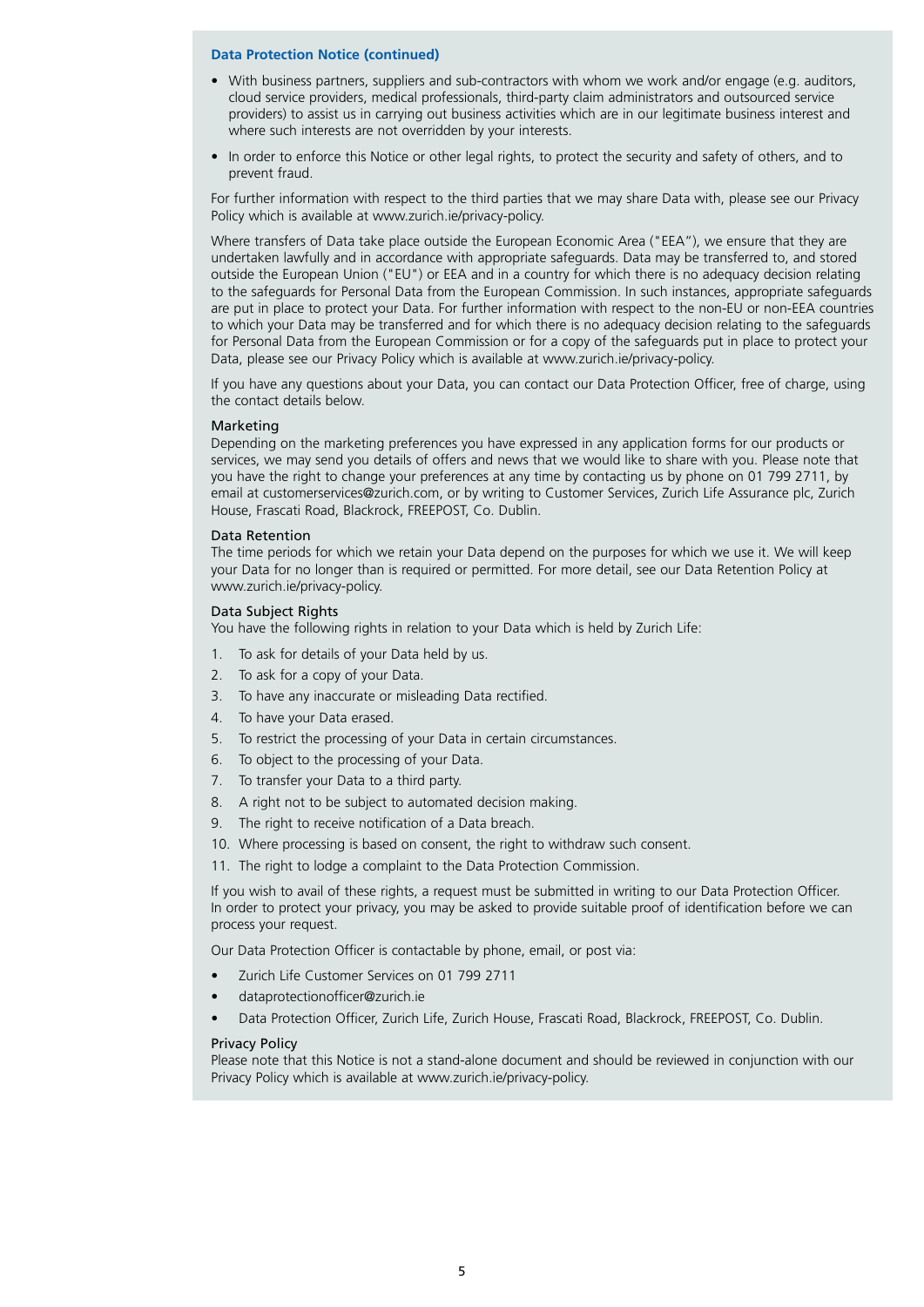## Data Protection Notice (continued)

- With business partners, suppliers and sub-contractors with whom we work and/or engage (e.g. auditors, cloud service providers, medical professionals, third-party claim administrators and outsourced service providers) to assist us in carrying out business activities which are in our legitimate business interest and where such interests are not overridden by your interests.
- In order to enforce this Notice or other legal rights, to protect the security and safety of others, and to prevent fraud.

For further information with respect to the third parties that we may share Data with, please see our Privacy Policy which is available at www.zurich.ie/privacy-policy.

Where transfers of Data take place outside the European Economic Area ("EEA"), we ensure that they are undertaken lawfully and in accordance with appropriate safeguards. Data may be transferred to, and stored outside the European Union ("EU") or EEA and in a country for which there is no adequacy decision relating to the safeguards for Personal Data from the European Commission. In such instances, appropriate safeguards are put in place to protect your Data. For further information with respect to the non-EU or non-EEA countries to which your Data may be transferred and for which there is no adequacy decision relating to the safeguards for Personal Data from the European Commission or for a copy of the safeguards put in place to protect your Data, please see our Privacy Policy which is available at www.zurich.ie/privacy-policy.

If you have any questions about your Data, you can contact our Data Protection Officer, free of charge, using the contact details below.

### Marketing

Depending on the marketing preferences you have expressed in any application forms for our products or services, we may send you details of offers and news that we would like to share with you. Please note that you have the right to change your preferences at any time by contacting us by phone on 01 799 2711, by email at customerservices@zurich.com, or by writing to Customer Services, Zurich Life Assurance plc, Zurich House, Frascati Road, Blackrock, FREEPOST, Co. Dublin.

### Data Retention

The time periods for which we retain your Data depend on the purposes for which we use it. We will keep your Data for no longer than is required or permitted. For more detail, see our Data Retention Policy at www.zurich.ie/privacy-policy.

### Data Subject Rights

You have the following rights in relation to your Data which is held by Zurich Life:

1. To ask for details of your Data held by us.
2. To ask for a copy of your Data.
3. To have any inaccurate or misleading Data rectified.
4. To have your Data erased.
5. To restrict the processing of your Data in certain circumstances.
6. To object to the processing of your Data.
7. To transfer your Data to a third party.
8. A right not to be subject to automated decision making.
9. The right to receive notification of a Data breach.
10. Where processing is based on consent, the right to withdraw such consent.
11. The right to lodge a complaint to the Data Protection Commission.

If you wish to avail of these rights, a request must be submitted in writing to our Data Protection Officer. In order to protect your privacy, you may be asked to provide suitable proof of identification before we can process your request.

Our Data Protection Officer is contactable by phone, email, or post via:

- Zurich Life Customer Services on 01 799 2711
- dataprotectionofficer@zurich.ie
- Data Protection Officer, Zurich Life, Zurich House, Frascati Road, Blackrock, FREEPOST, Co. Dublin.

### Privacy Policy

Please note that this Notice is not a stand-alone document and should be reviewed in conjunction with our Privacy Policy which is available at www.zurich.ie/privacy-policy.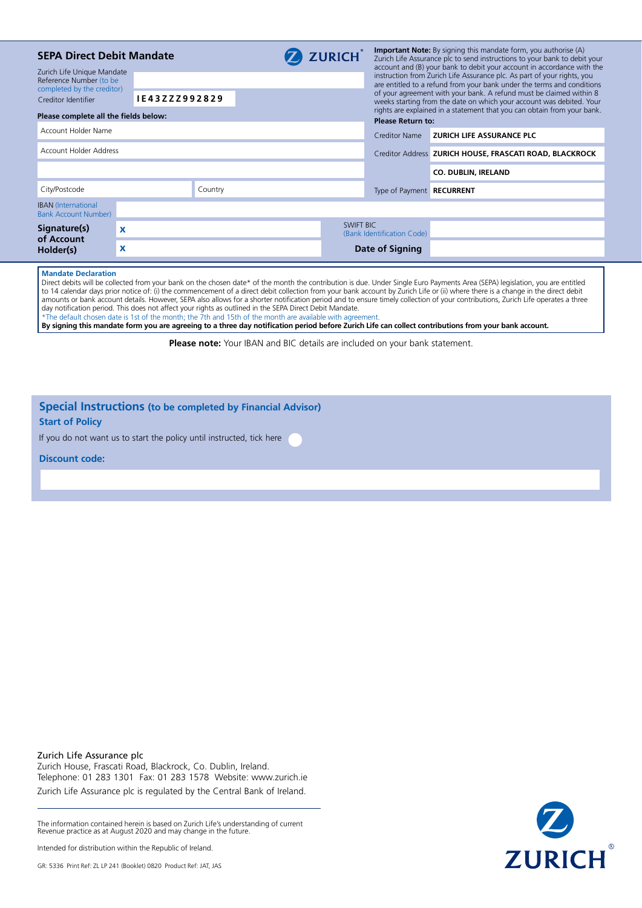## SEPA Direct Debit Mandate

ZURICH

| | |
|---|---|
| Zurich Life Unique Mandate Reference Number (to be completed by the creditor) | |
| Creditor Identifier | IE43ZZZ992829 |

**Please complete all the fields below:**

| | |
|---|---|
| Account Holder Name | |
| Account Holder Address | |
| | |
| City/Postcode | Country |
| IBAN (International Bank Account Number) | |

| | | | |
|---|---|---|---|
| **Signature(s) of Account Holder(s)** | X | SWIFT BIC (Bank Identification Code) | |
| | X | **Date of Signing** | |

**Important Note:** By signing this mandate form, you authorise (A) Zurich Life Assurance plc to send instructions to your bank to debit your account and (B) your bank to debit your account in accordance with the instruction from Zurich Life Assurance plc. As part of your rights, you are entitled to a refund from your bank under the terms and conditions of your agreement with your bank. A refund must be claimed within 8 weeks starting from the date on which your account was debited. Your rights are explained in a statement that you can obtain from your bank.

**Please Return to:**

| | |
|---|---|
| Creditor Name | **ZURICH LIFE ASSURANCE PLC** |
| Creditor Address | **ZURICH HOUSE, FRASCATI ROAD, BLACKROCK** |
| | **CO. DUBLIN, IRELAND** |
| Type of Payment | **RECURRENT** |

**Mandate Declaration**

Direct debits will be collected from your bank on the chosen date* of the month the contribution is due. Under Single Euro Payments Area (SEPA) legislation, you are entitled to 14 calendar days prior notice of: (i) the commencement of a direct debit collection from your bank account by Zurich Life or (ii) where there is a change in the direct debit amounts or bank account details. However, SEPA also allows for a shorter notification period and to ensure timely collection of your contributions, Zurich Life operates a three day notification period. This does not affect your rights as outlined in the SEPA Direct Debit Mandate.

*The default chosen date is 1st of the month; the 7th and 15th of the month are available with agreement.

**By signing this mandate form you are agreeing to a three day notification period before Zurich Life can collect contributions from your bank account.**

**Please note:** Your IBAN and BIC details are included on your bank statement.

## Special Instructions (to be completed by Financial Advisor)

**Start of Policy**

If you do not want us to start the policy until instructed, tick here ○

**Discount code:**

Zurich Life Assurance plc
Zurich House, Frascati Road, Blackrock, Co. Dublin, Ireland.
Telephone: 01 283 1301 Fax: 01 283 1578 Website: www.zurich.ie
Zurich Life Assurance plc is regulated by the Central Bank of Ireland.

The information contained herein is based on Zurich Life's understanding of current Revenue practice as at August 2020 and may change in the future.

Intended for distribution within the Republic of Ireland.

GR: 5336 Print Ref: ZL LP 241 (Booklet) 0820 Product Ref: JAT, JAS

ZURICH®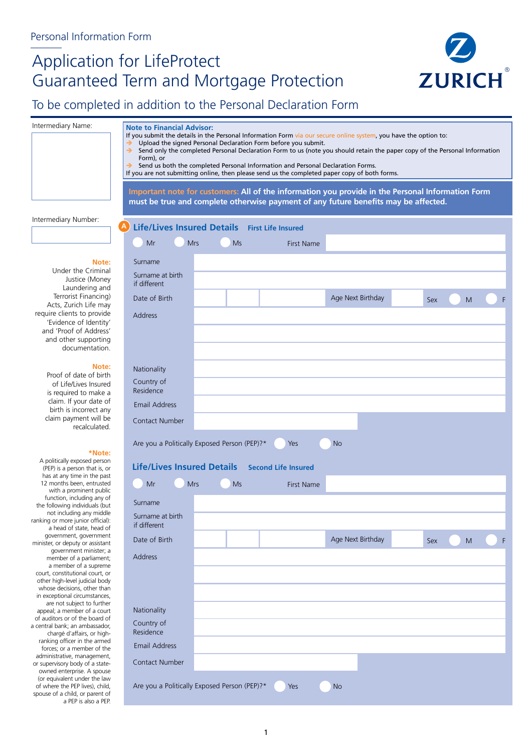Personal Information Form

# Application for LifeProtect Guaranteed Term and Mortgage Protection

## To be completed in addition to the Personal Declaration Form

Intermediary Name:

Intermediary Number:

**Note to Financial Advisor:**
If you submit the details in the Personal Information Form via our secure online system, you have the option to:

- Upload the signed Personal Declaration Form before you submit.
- Send only the completed Personal Declaration Form to us (note you should retain the paper copy of the Personal Information Form), or
- Send us both the completed Personal Information and Personal Declaration Forms.

If you are not submitting online, then please send us the completed paper copy of both forms.

**Important note for customers: All of the information you provide in the Personal Information Form must be true and complete otherwise payment of any future benefits may be affected.**

**Note:** Under the Criminal Justice (Money Laundering and Terrorist Financing) Acts, Zurich Life may require clients to provide 'Evidence of Identity' and 'Proof of Address' and other supporting documentation.

**Note:** Proof of date of birth of Life/Lives Insured is required to make a claim. If your date of birth is incorrect any claim payment will be recalculated.

***Note:** A politically exposed person (PEP) is a person that is, or has at any time in the past 12 months been, entrusted with a prominent public function, including any of the following individuals (but not including any middle ranking or more junior official): a head of state, head of government, government minister, or deputy or assistant government minister; a member of a parliament; a member of a supreme court, constitutional court, or other high-level judicial body whose decisions, other than in exceptional circumstances, are not subject to further appeal; a member of a court of auditors or of the board of a central bank; an ambassador, chargé d'affairs, or high-ranking officer in the armed forces; or a member of the administrative, management, or supervisory body of a state-owned enterprise. A spouse (or equivalent under the law of where the PEP lives), child, spouse of a child, or parent of a PEP is also a PEP.

### A Life/Lives Insured Details — First Life Insured

○ Mr ○ Mrs ○ Ms    First Name

Surname

Surname at birth if different

Date of Birth    Age Next Birthday    Sex ○ M ○ F

Address

Nationality

Country of Residence

Email Address

Contact Number

Are you a Politically Exposed Person (PEP)?* ○ Yes ○ No

### Life/Lives Insured Details — Second Life Insured

○ Mr ○ Mrs ○ Ms    First Name

Surname

Surname at birth if different

Date of Birth    Age Next Birthday    Sex ○ M ○ F

Address

Nationality

Country of Residence

Email Address

Contact Number

Are you a Politically Exposed Person (PEP)?* ○ Yes ○ No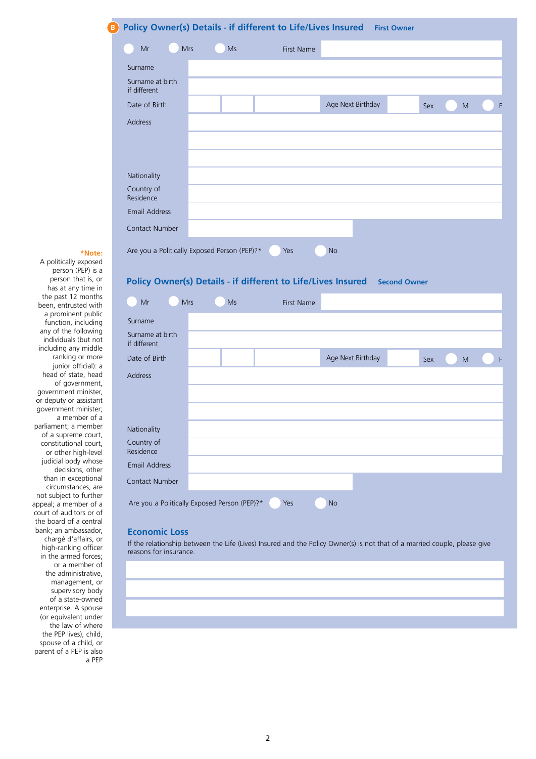## B Policy Owner(s) Details - if different to Life/Lives Insured **First Owner**

○ Mr ○ Mrs ○ Ms First Name

Surname

Surname at birth if different

Date of Birth Age Next Birthday Sex ○ M ○ F

Address

Nationality

Country of Residence

Email Address

Contact Number

Are you a Politically Exposed Person (PEP)?* ○ Yes ○ No

**\*Note:** A politically exposed person (PEP) is a person that is, or has at any time in the past 12 months been, entrusted with a prominent public function, including any of the following individuals (but not including any middle ranking or more junior official): a head of state, head of government, government minister, or deputy or assistant government minister; a member of a parliament; a member of a supreme court, constitutional court, or other high-level judicial body whose decisions, other than in exceptional circumstances, are not subject to further appeal; a member of a court of auditors or of the board of a central bank; an ambassador, chargé d'affairs, or high-ranking officer in the armed forces; or a member of the administrative, management, or supervisory body of a state-owned enterprise. A spouse (or equivalent under the law of where the PEP lives), child, spouse of a child, or parent of a PEP is also a PEP

## Policy Owner(s) Details - if different to Life/Lives Insured **Second Owner**

○ Mr ○ Mrs ○ Ms First Name

Surname

Surname at birth if different

Date of Birth Age Next Birthday Sex ○ M ○ F

Address

Nationality

Country of Residence

Email Address

Contact Number

Are you a Politically Exposed Person (PEP)?* ○ Yes ○ No

## Economic Loss

If the relationship between the Life (Lives) Insured and the Policy Owner(s) is not that of a married couple, please give reasons for insurance.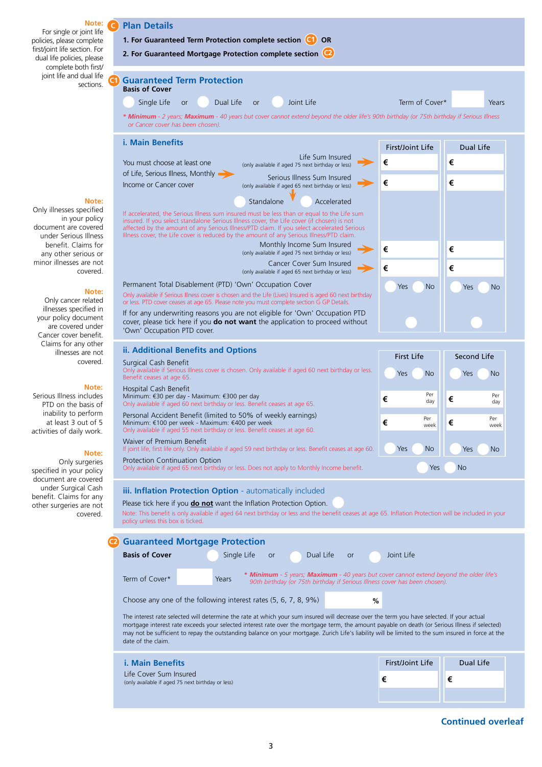**Note:** For single or joint life policies, please complete first/joint life section. For dual life policies, please complete both first/joint life and dual life sections.

## C Plan Details

1. **For Guaranteed Term Protection complete section C1 OR**
2. **For Guaranteed Mortgage Protection complete section C2**

## C1 Guaranteed Term Protection

**Basis of Cover**

○ Single Life or ○ Dual Life or ○ Joint Life

Term of Cover* ______ Years

*** Minimum** - 2 years; **Maximum** - 40 years but cover cannot extend beyond the older life's 90th birthday (or 75th birthday if Serious Illness or Cancer cover has been chosen).

### i. Main Benefits

You must choose at least one of Life, Serious Illness, Monthly Income or Cancer cover

| | First/Joint Life | Dual Life |
|---|---|---|
| Life Sum Insured (only available if aged 75 next birthday or less) | € | € |
| Serious Illness Sum Insured (only available if aged 65 next birthday or less) | € | € |
| ○ Standalone ○ Accelerated | | |
| Monthly Income Sum Insured (only available if aged 75 next birthday or less) | € | € |
| Cancer Cover Sum Insured (only available if aged 65 next birthday or less) | € | € |
| Permanent Total Disablement (PTD) 'Own' Occupation Cover | ○ Yes ○ No | ○ Yes ○ No |
| If for any underwriting reasons you are not eligible for 'Own' Occupation PTD cover, please tick here if you **do not want** the application to proceed without 'Own' Occupation PTD cover. | ○ | ○ |

If accelerated, the Serious Illness sum insured must be less than or equal to the Life sum insured. If you select standalone Serious Illness cover, the Life cover (if chosen) is not affected by the amount of any Serious Illness/PTD claim. If you select accelerated Serious Illness cover, the Life cover is reduced by the amount of any Serious Illness/PTD claim.

Only available if Serious Illness cover is chosen and the Life (Lives) Insured is aged 60 next birthday or less. PTD cover ceases at age 65. Please note you must complete section G GP Details.

**Note:** Only illnesses specified in your policy document are covered under Serious Illness benefit. Claims for any other serious or minor illnesses are not covered.

**Note:** Only cancer related illnesses specified in your policy document are covered under Cancer cover benefit. Claims for any other illnesses are not covered.

### ii. Additional Benefits and Options

| | First Life | Second Life |
|---|---|---|
| Surgical Cash Benefit<br>Only available if Serious Illness cover is chosen. Only available if aged 60 next birthday or less. Benefit ceases at age 65. | ○ Yes ○ No | ○ Yes ○ No |
| Hospital Cash Benefit<br>Minimum: €30 per day - Maximum: €300 per day<br>Only available if aged 60 next birthday or less. Benefit ceases at age 65. | € Per day | € Per day |
| Personal Accident Benefit (limited to 50% of weekly earnings)<br>Minimum: €100 per week - Maximum: €400 per week<br>Only available if aged 55 next birthday or less. Benefit ceases at age 60. | € Per week | € Per week |
| Waiver of Premium Benefit<br>If joint life, first life only. Only available if aged 59 next birthday or less. Benefit ceases at age 60. | ○ Yes ○ No | ○ Yes ○ No |

Protection Continuation Option ○ Yes ○ No
Only available if aged 65 next birthday or less. Does not apply to Monthly Income benefit.

**Note:** Serious Illness includes PTD on the basis of inability to perform at least 3 out of 5 activities of daily work.

**Note:** Only surgeries specified in your policy document are covered under Surgical Cash benefit. Claims for any other surgeries are not covered.

### iii. Inflation Protection Option - automatically included

Please tick here if you **do not** want the Inflation Protection Option. ○

Note: This benefit is only available if aged 64 next birthday or less and the benefit ceases at age 65. Inflation Protection will be included in your policy unless this box is ticked.

## C2 Guaranteed Mortgage Protection

**Basis of Cover** ○ Single Life or ○ Dual Life or ○ Joint Life

Term of Cover* ______ Years

*** Minimum** - 5 years; **Maximum** - 40 years but cover cannot extend beyond the older life's 90th birthday (or 75th birthday if Serious Illness cover has been chosen).

Choose any one of the following interest rates (5, 6, 7, 8, 9%) ______ %

The interest rate selected will determine the rate at which your sum insured will decrease over the term you have selected. If your actual mortgage interest rate exceeds your selected interest rate over the mortgage term, the amount payable on death (or Serious Illness if selected) may not be sufficient to repay the outstanding balance on your mortgage. Zurich Life's liability will be limited to the sum insured in force at the date of the claim.

### i. Main Benefits

| | First/Joint Life | Dual Life |
|---|---|---|
| Life Cover Sum Insured (only available if aged 75 next birthday or less) | € | € |

**Continued overleaf**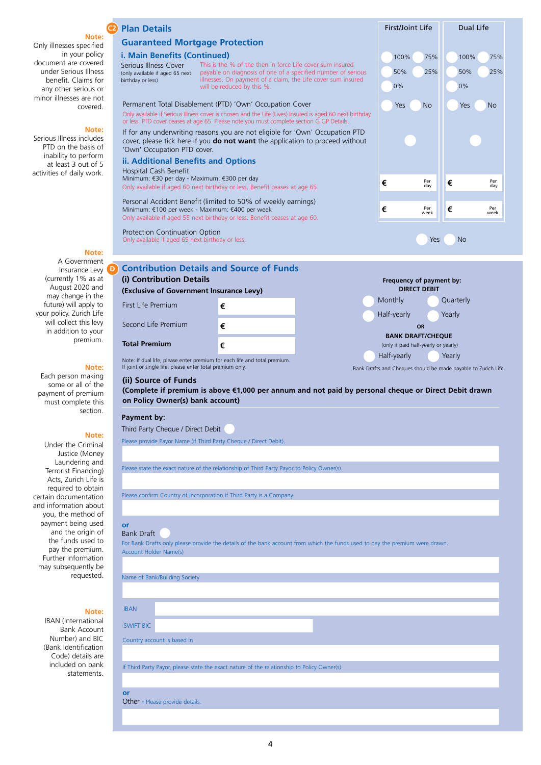**Note:** Only illnesses specified in your policy document are covered under Serious Illness benefit. Claims for any other serious or minor illnesses are not covered.

**Note:** Serious Illness includes PTD on the basis of inability to perform at least 3 out of 5 activities of daily work.

## C2 Plan Details

### Guaranteed Mortgage Protection

#### i. Main Benefits (Continued)

| | First/Joint Life | Dual Life |
|---|---|---|
| Serious Illness Cover (only available if aged 65 next birthday or less) — This is the % of the then in force Life cover sum insured payable on diagnosis of one of a specified number of serious illnesses. On payment of a claim, the Life cover sum insured will be reduced by this %. | 100% 75% 50% 25% 0% | 100% 75% 50% 25% 0% |
| Permanent Total Disablement (PTD) 'Own' Occupation Cover — Only available if Serious Illness cover is chosen and the Life (Lives) Insured is aged 60 next birthday or less. PTD cover ceases at age 65. Please note you must complete section G GP Details. | Yes No | Yes No |
| If for any underwriting reasons you are not eligible for 'Own' Occupation PTD cover, please tick here if you **do not want** the application to proceed without 'Own' Occupation PTD cover. | ☐ | ☐ |

#### ii. Additional Benefits and Options

| | First/Joint Life | Dual Life |
|---|---|---|
| Hospital Cash Benefit — Minimum: €30 per day - Maximum: €300 per day. Only available if aged 60 next birthday or less. Benefit ceases at age 65. | € Per day | € Per day |
| Personal Accident Benefit (limited to 50% of weekly earnings) — Minimum: €100 per week - Maximum: €400 per week. Only available if aged 55 next birthday or less. Benefit ceases at age 60. | € Per week | € Per week |

Protection Continuation Option
Only available if aged 65 next birthday or less. Yes No

**Note:** A Government Insurance Levy (currently 1% as at August 2020 and may change in the future) will apply to your policy. Zurich Life will collect this levy in addition to your premium.

**Note:** Each person making some or all of the payment of premium must complete this section.

**Note:** Under the Criminal Justice (Money Laundering and Terrorist Financing) Acts, Zurich Life is required to obtain certain documentation and information about you, the method of payment being used and the origin of the funds used to pay the premium. Further information may subsequently be requested.

**Note:** IBAN (International Bank Account Number) and BIC (Bank Identification Code) details are included on bank statements.

## D Contribution Details and Source of Funds

### (i) Contribution Details

**(Exclusive of Government Insurance Levy)**

| | |
|---|---|
| First Life Premium | € |
| Second Life Premium | € |
| **Total Premium** | € |

Note: If dual life, please enter premium for each life and total premium.
If joint or single life, please enter total premium only.

**Frequency of payment by:**
**DIRECT DEBIT**
Monthly / Quarterly / Half-yearly / Yearly

**OR**

**BANK DRAFT/CHEQUE**
(only if paid half-yearly or yearly)
Half-yearly / Yearly

Bank Drafts and Cheques should be made payable to Zurich Life.

### (ii) Source of Funds

**(Complete if premium is above €1,000 per annum and not paid by personal cheque or Direct Debit drawn on Policy Owner(s) bank account)**

**Payment by:**

Third Party Cheque / Direct Debit ☐

Please provide Payor Name (if Third Party Cheque / Direct Debit).

Please state the exact nature of the relationship of Third Party Payor to Policy Owner(s).

Please confirm Country of Incorporation if Third Party is a Company.

**or**

Bank Draft ☐

For Bank Drafts only please provide the details of the bank account from which the funds used to pay the premium were drawn.

Account Holder Name(s)

Name of Bank/Building Society

IBAN

SWIFT BIC

Country account is based in

If Third Party Payor, please state the exact nature of the relationship to Policy Owner(s).

**or**

Other - Please provide details.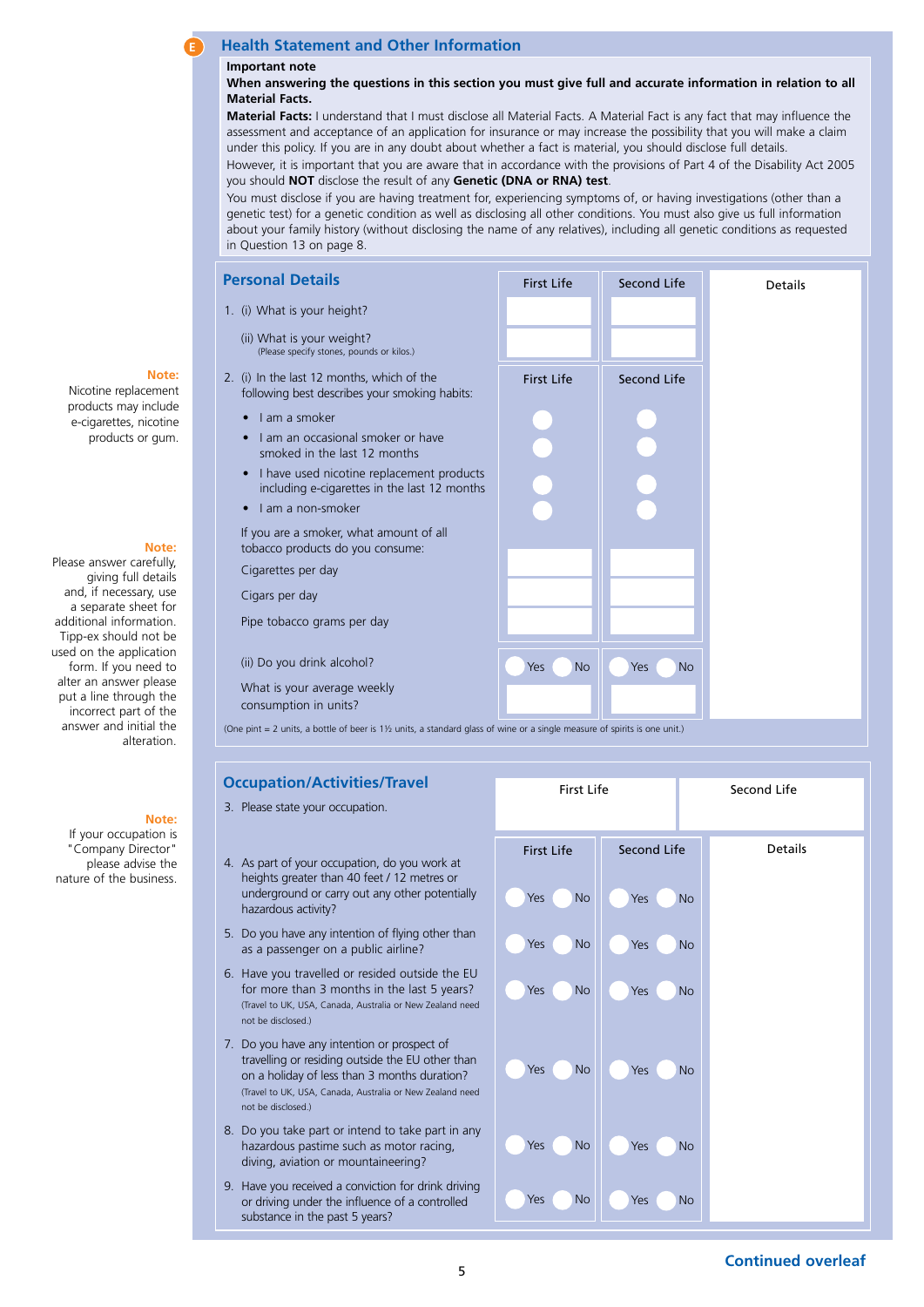## E Health Statement and Other Information

**Important note**

**When answering the questions in this section you must give full and accurate information in relation to all Material Facts.**

**Material Facts:** I understand that I must disclose all Material Facts. A Material Fact is any fact that may influence the assessment and acceptance of an application for insurance or may increase the possibility that you will make a claim under this policy. If you are in any doubt about whether a fact is material, you should disclose full details.

However, it is important that you are aware that in accordance with the provisions of Part 4 of the Disability Act 2005 you should **NOT** disclose the result of any **Genetic (DNA or RNA) test**.

You must disclose if you are having treatment for, experiencing symptoms of, or having investigations (other than a genetic test) for a genetic condition as well as disclosing all other conditions. You must also give us full information about your family history (without disclosing the name of any relatives), including all genetic conditions as requested in Question 13 on page 8.

### Personal Details

| | First Life | Second Life | Details |
|---|---|---|---|
| 1. (i) What is your height? | | | |
| (ii) What is your weight? (Please specify stones, pounds or kilos.) | | | |
| 2. (i) In the last 12 months, which of the following best describes your smoking habits: | First Life | Second Life | |
| • I am a smoker | ○ | ○ | |
| • I am an occasional smoker or have smoked in the last 12 months | ○ | ○ | |
| • I have used nicotine replacement products including e-cigarettes in the last 12 months | ○ | ○ | |
| • I am a non-smoker | ○ | ○ | |
| If you are a smoker, what amount of all tobacco products do you consume: | | | |
| Cigarettes per day | | | |
| Cigars per day | | | |
| Pipe tobacco grams per day | | | |
| (ii) Do you drink alcohol? | ○ Yes ○ No | ○ Yes ○ No | |
| What is your average weekly consumption in units? | | | |

(One pint = 2 units, a bottle of beer is 1½ units, a standard glass of wine or a single measure of spirits is one unit.)

**Note:** Nicotine replacement products may include e-cigarettes, nicotine products or gum.

**Note:** Please answer carefully, giving full details and, if necessary, use a separate sheet for additional information. Tipp-ex should not be used on the application form. If you need to alter an answer please put a line through the incorrect part of the answer and initial the alteration.

### Occupation/Activities/Travel

| | First Life | Second Life |
|---|---|---|
| 3. Please state your occupation. | | |

**Note:** If your occupation is "Company Director" please advise the nature of the business.

| | First Life | Second Life | Details |
|---|---|---|---|
| 4. As part of your occupation, do you work at heights greater than 40 feet / 12 metres or underground or carry out any other potentially hazardous activity? | ○ Yes ○ No | ○ Yes ○ No | |
| 5. Do you have any intention of flying other than as a passenger on a public airline? | ○ Yes ○ No | ○ Yes ○ No | |
| 6. Have you travelled or resided outside the EU for more than 3 months in the last 5 years? (Travel to UK, USA, Canada, Australia or New Zealand need not be disclosed.) | ○ Yes ○ No | ○ Yes ○ No | |
| 7. Do you have any intention or prospect of travelling or residing outside the EU other than on a holiday of less than 3 months duration? (Travel to UK, USA, Canada, Australia or New Zealand need not be disclosed.) | ○ Yes ○ No | ○ Yes ○ No | |
| 8. Do you take part or intend to take part in any hazardous pastime such as motor racing, diving, aviation or mountaineering? | ○ Yes ○ No | ○ Yes ○ No | |
| 9. Have you received a conviction for drink driving or driving under the influence of a controlled substance in the past 5 years? | ○ Yes ○ No | ○ Yes ○ No | |

**Continued overleaf**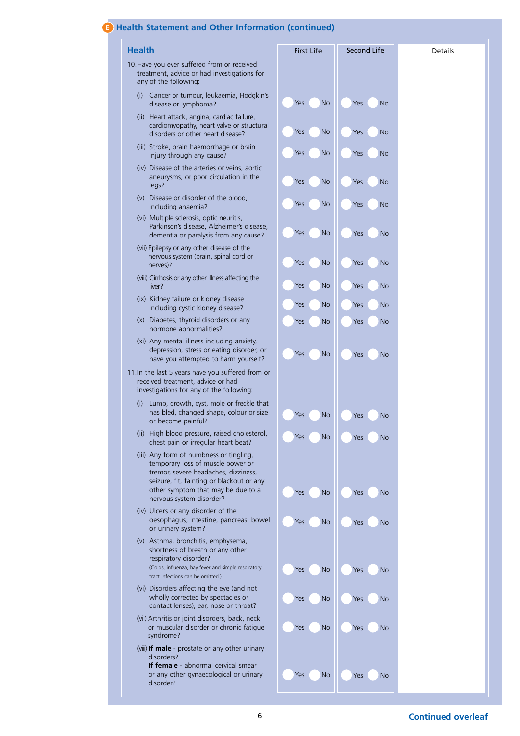## E Health Statement and Other Information (continued)

| Health | First Life | Second Life | Details |
|---|---|---|---|
| 10. Have you ever suffered from or received treatment, advice or had investigations for any of the following: | | | |
| (i) Cancer or tumour, leukaemia, Hodgkin's disease or lymphoma? | Yes No | Yes No | |
| (ii) Heart attack, angina, cardiac failure, cardiomyopathy, heart valve or structural disorders or other heart disease? | Yes No | Yes No | |
| (iii) Stroke, brain haemorrhage or brain injury through any cause? | Yes No | Yes No | |
| (iv) Disease of the arteries or veins, aortic aneurysms, or poor circulation in the legs? | Yes No | Yes No | |
| (v) Disease or disorder of the blood, including anaemia? | Yes No | Yes No | |
| (vi) Multiple sclerosis, optic neuritis, Parkinson's disease, Alzheimer's disease, dementia or paralysis from any cause? | Yes No | Yes No | |
| (vii) Epilepsy or any other disease of the nervous system (brain, spinal cord or nerves)? | Yes No | Yes No | |
| (viii) Cirrhosis or any other illness affecting the liver? | Yes No | Yes No | |
| (ix) Kidney failure or kidney disease including cystic kidney disease? | Yes No | Yes No | |
| (x) Diabetes, thyroid disorders or any hormone abnormalities? | Yes No | Yes No | |
| (xi) Any mental illness including anxiety, depression, stress or eating disorder, or have you attempted to harm yourself? | Yes No | Yes No | |
| 11. In the last 5 years have you suffered from or received treatment, advice or had investigations for any of the following: | | | |
| (i) Lump, growth, cyst, mole or freckle that has bled, changed shape, colour or size or become painful? | Yes No | Yes No | |
| (ii) High blood pressure, raised cholesterol, chest pain or irregular heart beat? | Yes No | Yes No | |
| (iii) Any form of numbness or tingling, temporary loss of muscle power or tremor, severe headaches, dizziness, seizure, fit, fainting or blackout or any other symptom that may be due to a nervous system disorder? | Yes No | Yes No | |
| (iv) Ulcers or any disorder of the oesophagus, intestine, pancreas, bowel or urinary system? | Yes No | Yes No | |
| (v) Asthma, bronchitis, emphysema, shortness of breath or any other respiratory disorder? (Colds, influenza, hay fever and simple respiratory tract infections can be omitted.) | Yes No | Yes No | |
| (vi) Disorders affecting the eye (and not wholly corrected by spectacles or contact lenses), ear, nose or throat? | Yes No | Yes No | |
| (vii) Arthritis or joint disorders, back, neck or muscular disorder or chronic fatigue syndrome? | Yes No | Yes No | |
| (viii) **If male** - prostate or any other urinary disorders? **If female** - abnormal cervical smear or any other gynaecological or urinary disorder? | Yes No | Yes No | |

**Continued overleaf**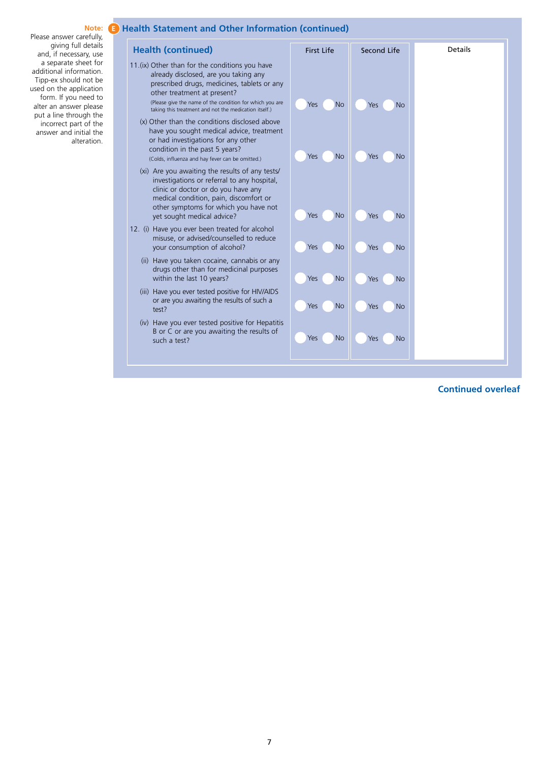**Note:** Please answer carefully, giving full details and, if necessary, use a separate sheet for additional information. Tipp-ex should not be used on the application form. If you need to alter an answer please put a line through the incorrect part of the answer and initial the alteration.

## E Health Statement and Other Information (continued)

| Health (continued) | First Life | Second Life | Details |
|---|---|---|---|
| 11.(ix) Other than for the conditions you have already disclosed, are you taking any prescribed drugs, medicines, tablets or any other treatment at present? (Please give the name of the condition for which you are taking this treatment and not the medication itself.) | Yes No | Yes No | |
| (x) Other than the conditions disclosed above have you sought medical advice, treatment or had investigations for any other condition in the past 5 years? (Colds, influenza and hay fever can be omitted.) | Yes No | Yes No | |
| (xi) Are you awaiting the results of any tests/ investigations or referral to any hospital, clinic or doctor or do you have any medical condition, pain, discomfort or other symptoms for which you have not yet sought medical advice? | Yes No | Yes No | |
| 12. (i) Have you ever been treated for alcohol misuse, or advised/counselled to reduce your consumption of alcohol? | Yes No | Yes No | |
| (ii) Have you taken cocaine, cannabis or any drugs other than for medicinal purposes within the last 10 years? | Yes No | Yes No | |
| (iii) Have you ever tested positive for HIV/AIDS or are you awaiting the results of such a test? | Yes No | Yes No | |
| (iv) Have you ever tested positive for Hepatitis B or C or are you awaiting the results of such a test? | Yes No | Yes No | |

**Continued overleaf**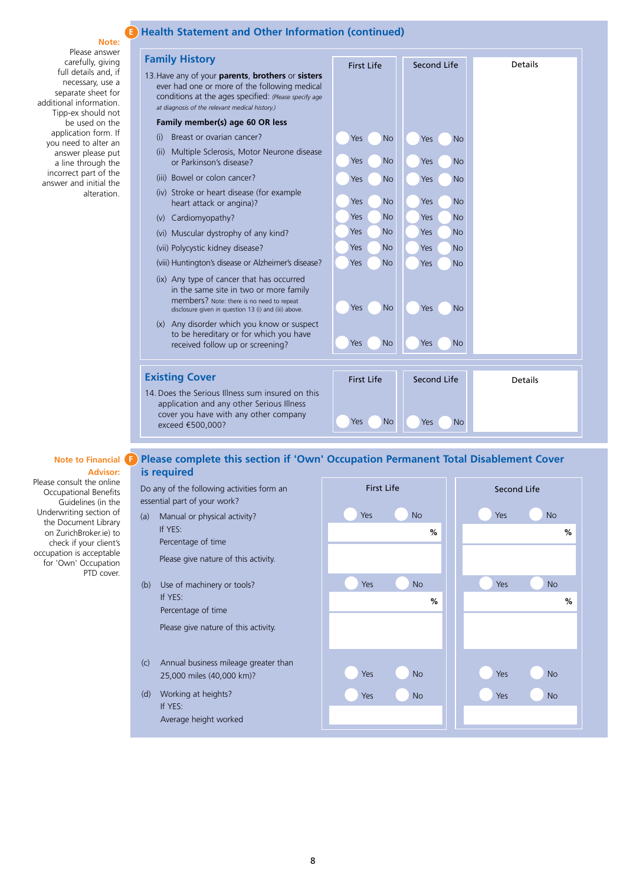**Note:**
Please answer carefully, giving full details and, if necessary, use a separate sheet for additional information. Tipp-ex should not be used on the application form. If you need to alter an answer please put a line through the incorrect part of the answer and initial the alteration.

## E Health Statement and Other Information (continued)

### Family History

13. Have any of your **parents**, **brothers** or **sisters** ever had one or more of the following medical conditions at the ages specified: *(Please specify age at diagnosis of the relevant medical history.)*

**Family member(s) age 60 OR less**

| | First Life | Second Life | Details |
|---|---|---|---|
| (i) Breast or ovarian cancer? | Yes No | Yes No | |
| (ii) Multiple Sclerosis, Motor Neurone disease or Parkinson's disease? | Yes No | Yes No | |
| (iii) Bowel or colon cancer? | Yes No | Yes No | |
| (iv) Stroke or heart disease (for example heart attack or angina)? | Yes No | Yes No | |
| (v) Cardiomyopathy? | Yes No | Yes No | |
| (vi) Muscular dystrophy of any kind? | Yes No | Yes No | |
| (vii) Polycystic kidney disease? | Yes No | Yes No | |
| (viii) Huntington's disease or Alzheimer's disease? | Yes No | Yes No | |
| (ix) Any type of cancer that has occurred in the same site in two or more family members? Note: there is no need to repeat disclosure given in question 13 (i) and (iii) above. | Yes No | Yes No | |
| (x) Any disorder which you know or suspect to be hereditary or for which you have received follow up or screening? | Yes No | Yes No | |

### Existing Cover

| | First Life | Second Life | Details |
|---|---|---|---|
| 14. Does the Serious Illness sum insured on this application and any other Serious Illness cover you have with any other company exceed €500,000? | Yes No | Yes No | |

**Note to Financial Advisor:**
Please consult the online Occupational Benefits Guidelines (in the Underwriting section of the Document Library on ZurichBroker.ie) to check if your client's occupation is acceptable for 'Own' Occupation PTD cover.

## F Please complete this section if 'Own' Occupation Permanent Total Disablement Cover is required

Do any of the following activities form an essential part of your work?

| | First Life | Second Life |
|---|---|---|
| (a) Manual or physical activity? | Yes No | Yes No |
| If YES: Percentage of time | % | % |
| Please give nature of this activity. | | |
| (b) Use of machinery or tools? | Yes No | Yes No |
| If YES: Percentage of time | % | % |
| Please give nature of this activity. | | |
| (c) Annual business mileage greater than 25,000 miles (40,000 km)? | Yes No | Yes No |
| (d) Working at heights? | Yes No | Yes No |
| If YES: Average height worked | | |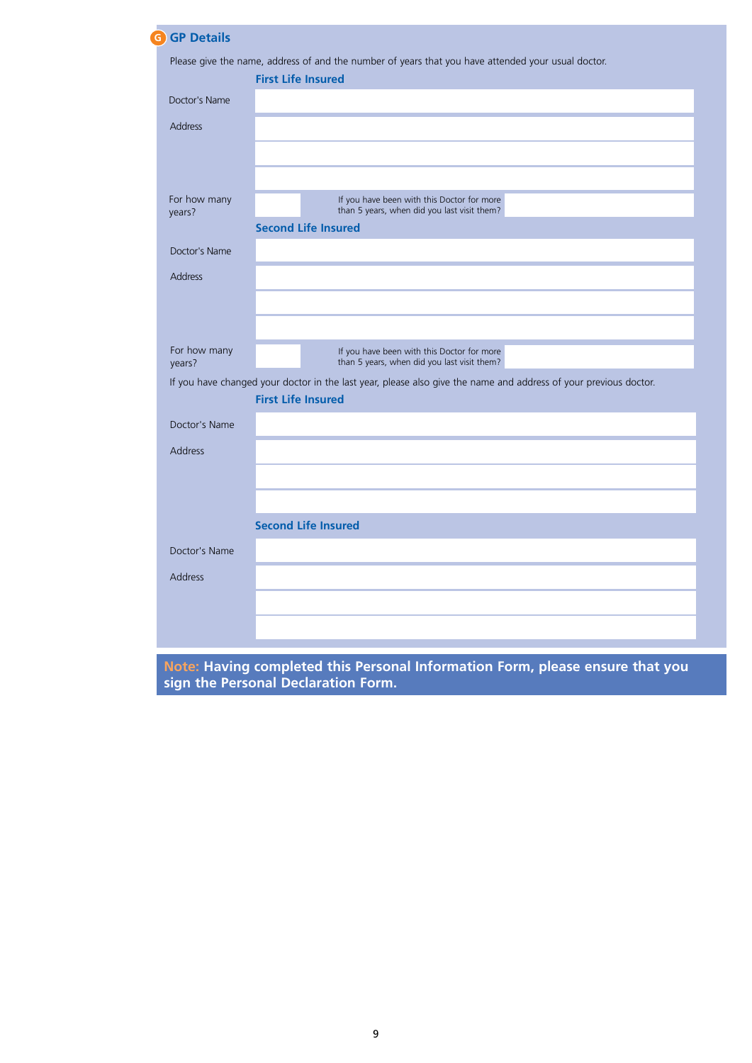## G GP Details

Please give the name, address of and the number of years that you have attended your usual doctor.

**First Life Insured**

| | |
|---|---|
| Doctor's Name | |
| Address | |
| | |
| | |
| For how many years? | If you have been with this Doctor for more than 5 years, when did you last visit them? |

**Second Life Insured**

| | |
|---|---|
| Doctor's Name | |
| Address | |
| | |
| | |
| For how many years? | If you have been with this Doctor for more than 5 years, when did you last visit them? |

If you have changed your doctor in the last year, please also give the name and address of your previous doctor.

**First Life Insured**

| | |
|---|---|
| Doctor's Name | |
| Address | |
| | |
| | |

**Second Life Insured**

| | |
|---|---|
| Doctor's Name | |
| Address | |
| | |
| | |

**Note: Having completed this Personal Information Form, please ensure that you sign the Personal Declaration Form.**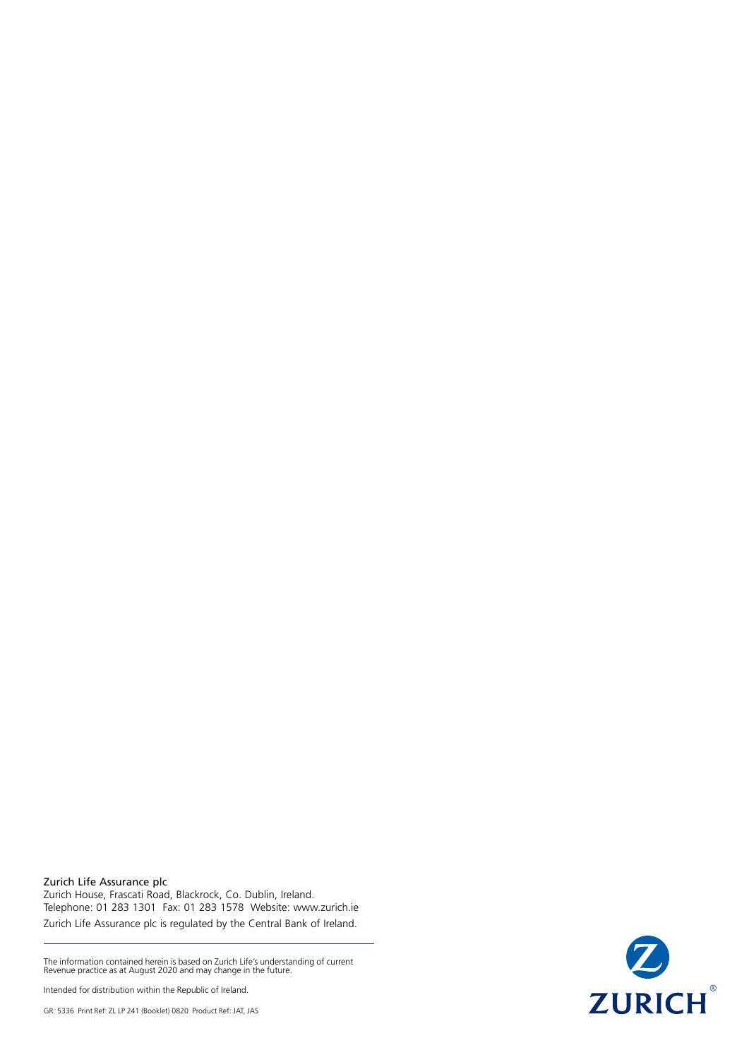Zurich Life Assurance plc

Zurich House, Frascati Road, Blackrock, Co. Dublin, Ireland.
Telephone: 01 283 1301 Fax: 01 283 1578 Website: www.zurich.ie

Zurich Life Assurance plc is regulated by the Central Bank of Ireland.

---

The information contained herein is based on Zurich Life's understanding of current Revenue practice as at August 2020 and may change in the future.

Intended for distribution within the Republic of Ireland.

GR: 5336 Print Ref: ZL LP 241 (Booklet) 0820 Product Ref: JAT, JAS

ZURICH®